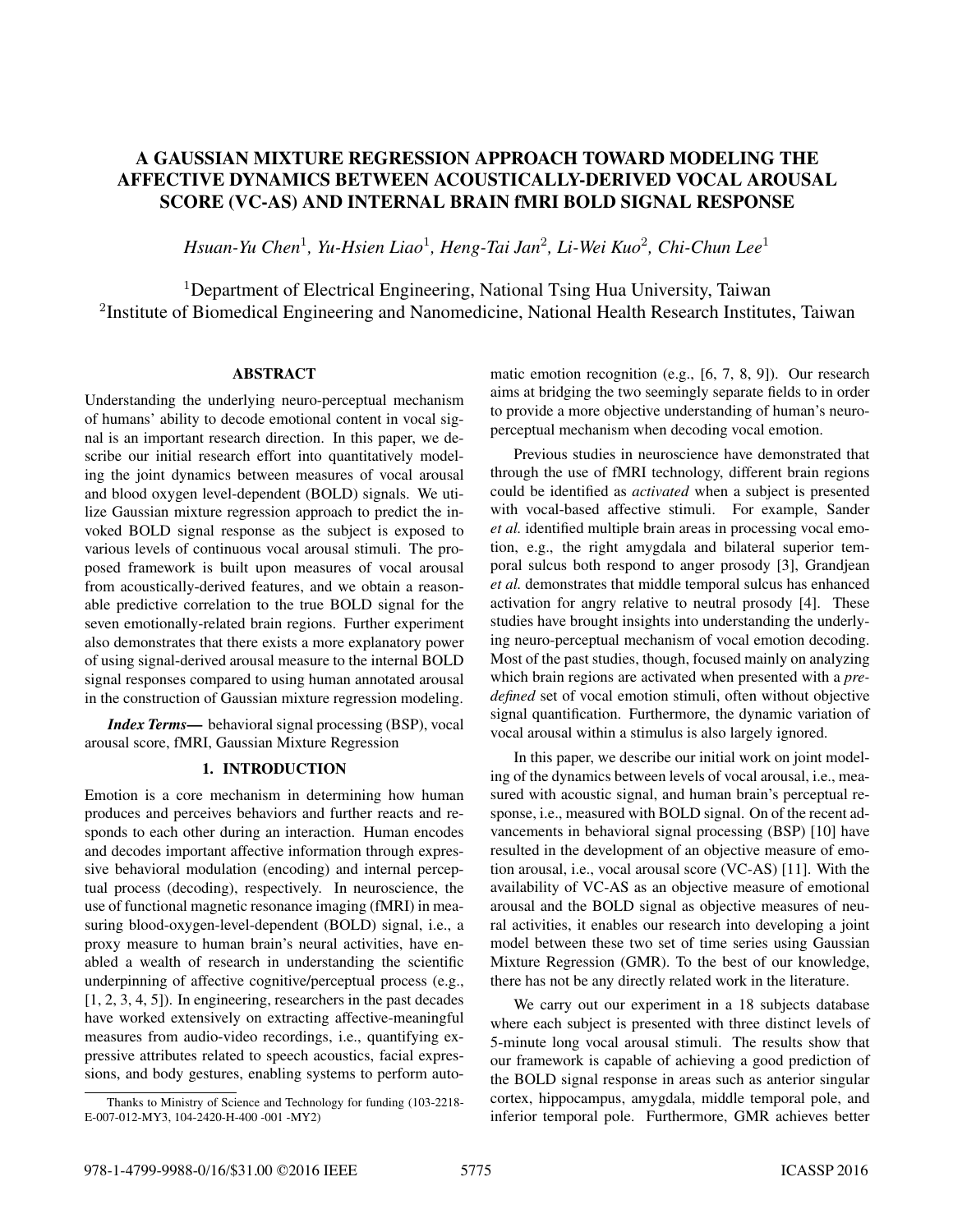# A GAUSSIAN MIXTURE REGRESSION APPROACH TOWARD MODELING THE AFFECTIVE DYNAMICS BETWEEN ACOUSTICALLY-DERIVED VOCAL AROUSAL SCORE (VC-AS) AND INTERNAL BRAIN fMRI BOLD SIGNAL RESPONSE

*Hsuan-Yu Chen[1], Yu-Hsien Liao[1], Heng-Tai Jan[2], Li-Wei Kuo[2], Chi-Chun Lee[1]*

[1]Department of Electrical Engineering, National Tsing Hua University, Taiwan
[2]Institute of Biomedical Engineering and Nanomedicine, National Health Research Institutes, Taiwan

## ABSTRACT

Understanding the underlying neuro-perceptual mechanism of humans' ability to decode emotional content in vocal signal is an important research direction. In this paper, we describe our initial research effort into quantitatively modeling the joint dynamics between measures of vocal arousal and blood oxygen level-dependent (BOLD) signals. We utilize Gaussian mixture regression approach to predict the invoked BOLD signal response as the subject is exposed to various levels of continuous vocal arousal stimuli. The proposed framework is built upon measures of vocal arousal from acoustically-derived features, and we obtain a reasonable predictive correlation to the true BOLD signal for the seven emotionally-related brain regions. Further experiment also demonstrates that there exists a more explanatory power of using signal-derived arousal measure to the internal BOLD signal responses compared to using human annotated arousal in the construction of Gaussian mixture regression modeling.

***Index Terms*—** behavioral signal processing (BSP), vocal arousal score, fMRI, Gaussian Mixture Regression

## 1. INTRODUCTION

Emotion is a core mechanism in determining how human produces and perceives behaviors and further reacts and responds to each other during an interaction. Human encodes and decodes important affective information through expressive behavioral modulation (encoding) and internal perceptual process (decoding), respectively. In neuroscience, the use of functional magnetic resonance imaging (fMRI) in measuring blood-oxygen-level-dependent (BOLD) signal, i.e., a proxy measure to human brain's neural activities, have enabled a wealth of research in understanding the scientific underpinning of affective cognitive/perceptual process (e.g., [1, 2, 3, 4, 5]). In engineering, researchers in the past decades have worked extensively on extracting affective-meaningful measures from audio-video recordings, i.e., quantifying expressive attributes related to speech acoustics, facial expressions, and body gestures, enabling systems to perform automatic emotion recognition (e.g., [6, 7, 8, 9]). Our research aims at bridging the two seemingly separate fields to in order to provide a more objective understanding of human's neuro-perceptual mechanism when decoding vocal emotion.

Previous studies in neuroscience have demonstrated that through the use of fMRI technology, different brain regions could be identified as *activated* when a subject is presented with vocal-based affective stimuli. For example, Sander *et al.* identified multiple brain areas in processing vocal emotion, e.g., the right amygdala and bilateral superior temporal sulcus both respond to anger prosody [3], Grandjean *et al.* demonstrates that middle temporal sulcus has enhanced activation for angry relative to neutral prosody [4]. These studies have brought insights into understanding the underlying neuro-perceptual mechanism of vocal emotion decoding. Most of the past studies, though, focused mainly on analyzing which brain regions are activated when presented with a *pre-defined* set of vocal emotion stimuli, often without objective signal quantification. Furthermore, the dynamic variation of vocal arousal within a stimulus is also largely ignored.

In this paper, we describe our initial work on joint modeling of the dynamics between levels of vocal arousal, i.e., measured with acoustic signal, and human brain's perceptual response, i.e., measured with BOLD signal. On of the recent advancements in behavioral signal processing (BSP) [10] have resulted in the development of an objective measure of emotion arousal, i.e., vocal arousal score (VC-AS) [11]. With the availability of VC-AS as an objective measure of emotional arousal and the BOLD signal as objective measures of neural activities, it enables our research into developing a joint model between these two set of time series using Gaussian Mixture Regression (GMR). To the best of our knowledge, there has not be any directly related work in the literature.

We carry out our experiment in a 18 subjects database where each subject is presented with three distinct levels of 5-minute long vocal arousal stimuli. The results show that our framework is capable of achieving a good prediction of the BOLD signal response in areas such as anterior singular cortex, hippocampus, amygdala, middle temporal pole, and inferior temporal pole. Furthermore, GMR achieves better

Thanks to Ministry of Science and Technology for funding (103-2218-E-007-012-MY3, 104-2420-H-400 -001 -MY2)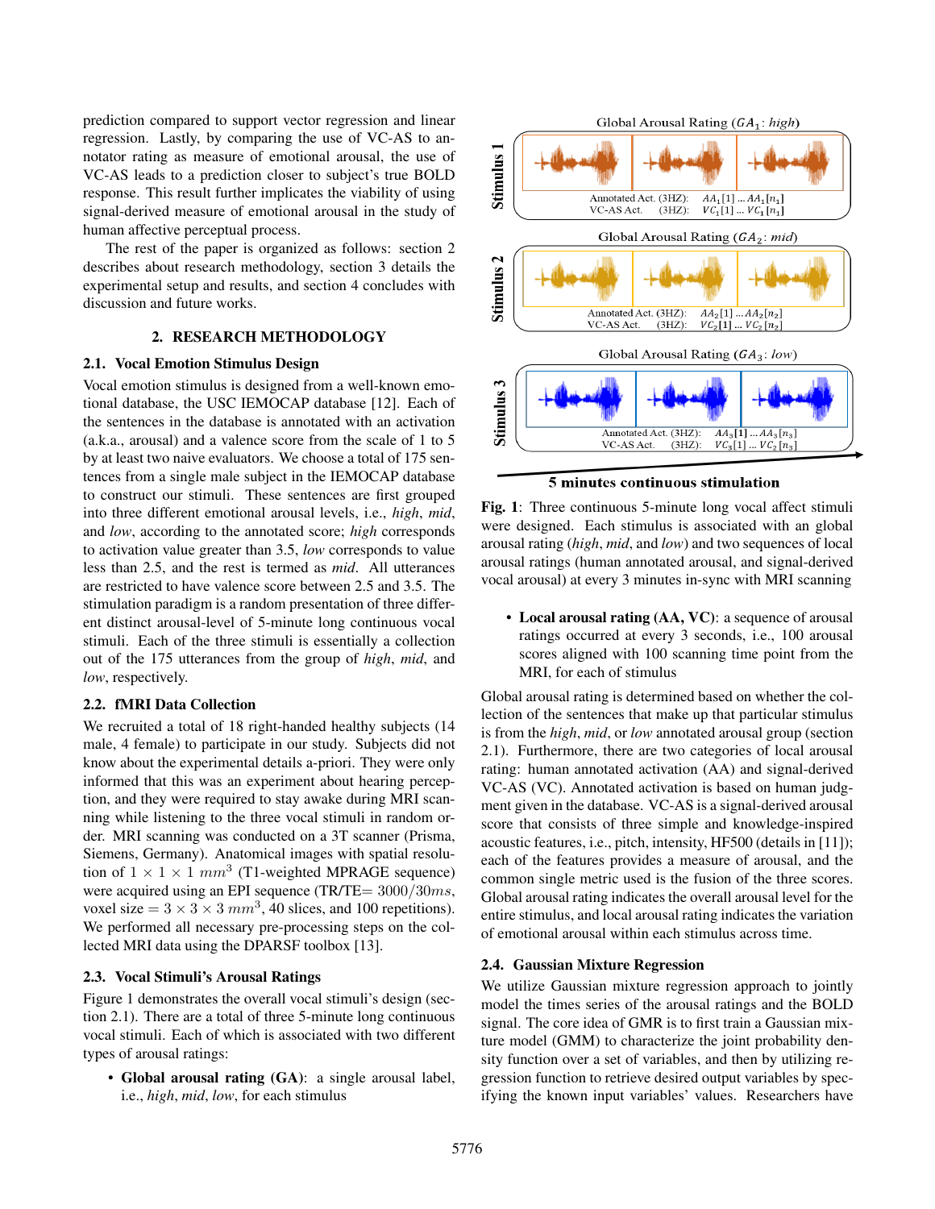prediction compared to support vector regression and linear regression. Lastly, by comparing the use of VC-AS to annotator rating as measure of emotional arousal, the use of VC-AS leads to a prediction closer to subject's true BOLD response. This result further implicates the viability of using signal-derived measure of emotional arousal in the study of human affective perceptual process.

The rest of the paper is organized as follows: section 2 describes about research methodology, section 3 details the experimental setup and results, and section 4 concludes with discussion and future works.

## 2. RESEARCH METHODOLOGY

### 2.1. Vocal Emotion Stimulus Design

Vocal emotion stimulus is designed from a well-known emotional database, the USC IEMOCAP database [12]. Each of the sentences in the database is annotated with an activation (a.k.a., arousal) and a valence score from the scale of 1 to 5 by at least two naive evaluators. We choose a total of 175 sentences from a single male subject in the IEMOCAP database to construct our stimuli. These sentences are first grouped into three different emotional arousal levels, i.e., *high*, *mid*, and *low*, according to the annotated score; *high* corresponds to activation value greater than 3.5, *low* corresponds to value less than 2.5, and the rest is termed as *mid*. All utterances are restricted to have valence score between 2.5 and 3.5. The stimulation paradigm is a random presentation of three different distinct arousal-level of 5-minute long continuous vocal stimuli. Each of the three stimuli is essentially a collection out of the 175 utterances from the group of *high*, *mid*, and *low*, respectively.

### 2.2. fMRI Data Collection

We recruited a total of 18 right-handed healthy subjects (14 male, 4 female) to participate in our study. Subjects did not know about the experimental details a-priori. They were only informed that this was an experiment about hearing perception, and they were required to stay awake during MRI scanning while listening to the three vocal stimuli in random order. MRI scanning was conducted on a 3T scanner (Prisma, Siemens, Germany). Anatomical images with spatial resolution of $1 \times 1 \times 1\ mm^3$ (T1-weighted MPRAGE sequence) were acquired using an EPI sequence (TR/TE$= 3000/30ms$, voxel size $= 3 \times 3 \times 3\ mm^3$, 40 slices, and 100 repetitions). We performed all necessary pre-processing steps on the collected MRI data using the DPARSF toolbox [13].

### 2.3. Vocal Stimuli's Arousal Ratings

Figure 1 demonstrates the overall vocal stimuli's design (section 2.1). There are a total of three 5-minute long continuous vocal stimuli. Each of which is associated with two different types of arousal ratings:

- **Global arousal rating (GA)**: a single arousal label, i.e., *high*, *mid*, *low*, for each stimulus

Global Arousal Rating ($GA_1$: *high*)
Stimulus 1
Annotated Act. (3HZ): $AA_1[1] \ldots AA_1[n_1]$
VC-AS Act. (3HZ): $VC_1[1] \ldots VC_1[n_1]$

Global Arousal Rating ($GA_2$: *mid*)
Stimulus 2
Annotated Act. (3HZ): $AA_2[1] \ldots AA_2[n_2]$
VC-AS Act. (3HZ): $VC_2[1] \ldots VC_2[n_2]$

Global Arousal Rating ($GA_3$: *low*)
Stimulus 3
Annotated Act. (3HZ): $AA_3[1] \ldots AA_3[n_3]$
VC-AS Act. (3HZ): $VC_3[1] \ldots VC_2[n_3]$

**5 minutes continuous stimulation**

**Fig. 1**: Three continuous 5-minute long vocal affect stimuli were designed. Each stimulus is associated with an global arousal rating (*high*, *mid*, and *low*) and two sequences of local arousal ratings (human annotated arousal, and signal-derived vocal arousal) at every 3 minutes in-sync with MRI scanning

- **Local arousal rating (AA, VC)**: a sequence of arousal ratings occurred at every 3 seconds, i.e., 100 arousal scores aligned with 100 scanning time point from the MRI, for each of stimulus

Global arousal rating is determined based on whether the collection of the sentences that make up that particular stimulus is from the *high*, *mid*, or *low* annotated arousal group (section 2.1). Furthermore, there are two categories of local arousal rating: human annotated activation (AA) and signal-derived VC-AS (VC). Annotated activation is based on human judgment given in the database. VC-AS is a signal-derived arousal score that consists of three simple and knowledge-inspired acoustic features, i.e., pitch, intensity, HF500 (details in [11]); each of the features provides a measure of arousal, and the common single metric used is the fusion of the three scores. Global arousal rating indicates the overall arousal level for the entire stimulus, and local arousal rating indicates the variation of emotional arousal within each stimulus across time.

### 2.4. Gaussian Mixture Regression

We utilize Gaussian mixture regression approach to jointly model the times series of the arousal ratings and the BOLD signal. The core idea of GMR is to first train a Gaussian mixture model (GMM) to characterize the joint probability density function over a set of variables, and then by utilizing regression function to retrieve desired output variables by specifying the known input variables' values. Researchers have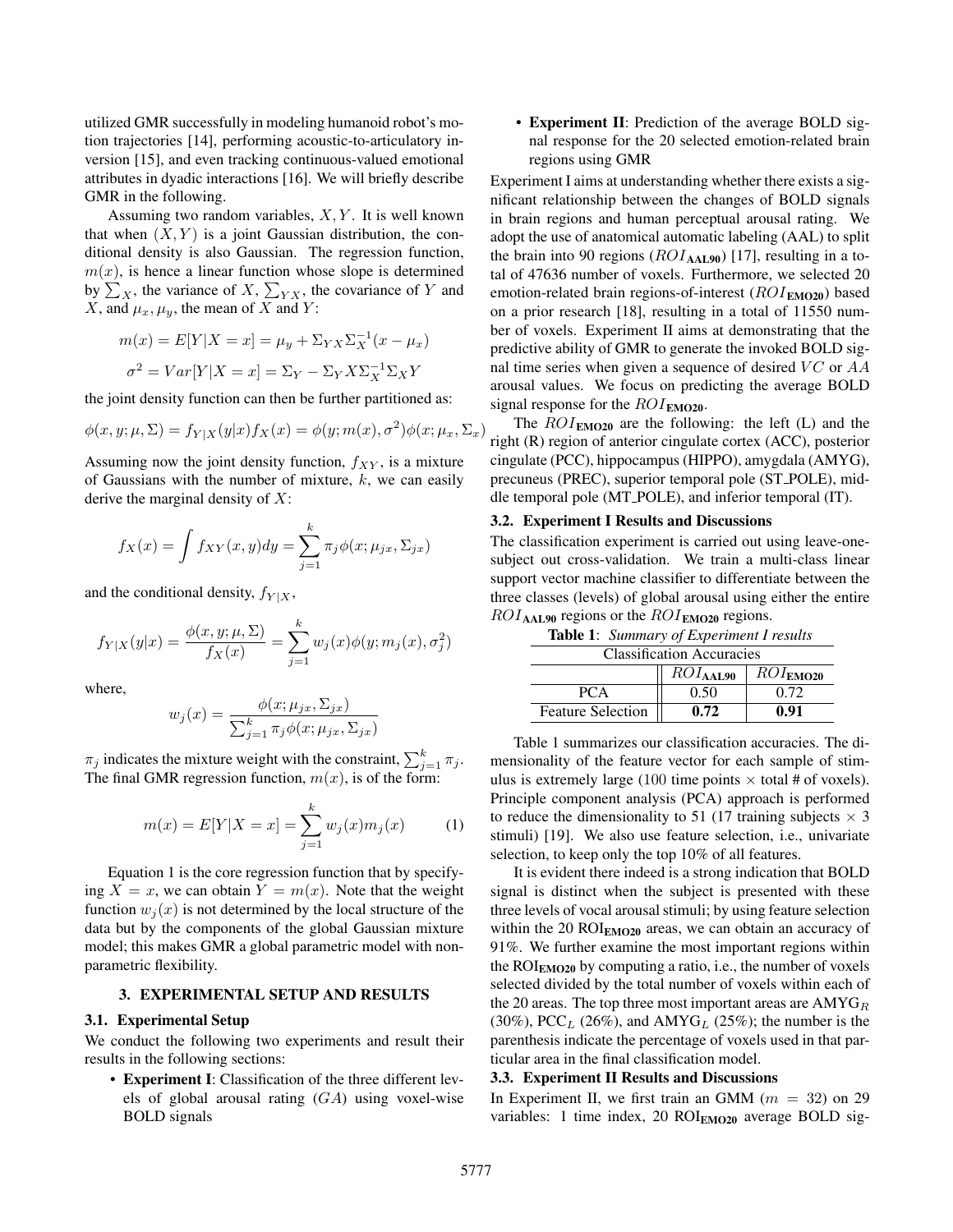utilized GMR successfully in modeling humanoid robot's motion trajectories [14], performing acoustic-to-articulatory inversion [15], and even tracking continuous-valued emotional attributes in dyadic interactions [16]. We will briefly describe GMR in the following.

Assuming two random variables, $X, Y$. It is well known that when $(X, Y)$ is a joint Gaussian distribution, the conditional density is also Gaussian. The regression function, $m(x)$, is hence a linear function whose slope is determined by $\sum_X$, the variance of $X$, $\sum_{YX}$, the covariance of $Y$ and $X$, and $\mu_x, \mu_y$, the mean of $X$ and $Y$:

$$m(x) = E[Y|X = x] = \mu_y + \Sigma_{YX}\Sigma_X^{-1}(x - \mu_x)$$

$$\sigma^2 = Var[Y|X = x] = \Sigma_Y - \Sigma_Y X \Sigma_X^{-1} \Sigma_X Y$$

the joint density function can then be further partitioned as:

$$\phi(x, y; \mu, \Sigma) = f_{Y|X}(y|x) f_X(x) = \phi(y; m(x), \sigma^2)\phi(x; \mu_x, \Sigma_x)$$

Assuming now the joint density function, $f_{XY}$, is a mixture of Gaussians with the number of mixture, $k$, we can easily derive the marginal density of $X$:

$$f_X(x) = \int f_{XY}(x, y)dy = \sum_{j=1}^{k} \pi_j \phi(x; \mu_{jx}, \Sigma_{jx})$$

and the conditional density, $f_{Y|X}$,

$$f_{Y|X}(y|x) = \frac{\phi(x, y; \mu, \Sigma)}{f_X(x)} = \sum_{j=1}^{k} w_j(x)\phi(y; m_j(x), \sigma_j^2)$$

where,

$$w_j(x) = \frac{\phi(x; \mu_{jx}, \Sigma_{jx})}{\sum_{j=1}^{k} \pi_j \phi(x; \mu_{jx}, \Sigma_{jx})}$$

$\pi_j$ indicates the mixture weight with the constraint, $\sum_{j=1}^{k} \pi_j$. The final GMR regression function, $m(x)$, is of the form:

$$m(x) = E[Y|X = x] = \sum_{j=1}^{k} w_j(x) m_j(x) \qquad (1)$$

Equation 1 is the core regression function that by specifying $X = x$, we can obtain $Y = m(x)$. Note that the weight function $w_j(x)$ is not determined by the local structure of the data but by the components of the global Gaussian mixture model; this makes GMR a global parametric model with non-parametric flexibility.

## 3. EXPERIMENTAL SETUP AND RESULTS

### 3.1. Experimental Setup

We conduct the following two experiments and result their results in the following sections:

- **Experiment I**: Classification of the three different levels of global arousal rating ($GA$) using voxel-wise BOLD signals
- **Experiment II**: Prediction of the average BOLD signal response for the 20 selected emotion-related brain regions using GMR

Experiment I aims at understanding whether there exists a significant relationship between the changes of BOLD signals in brain regions and human perceptual arousal rating. We adopt the use of anatomical automatic labeling (AAL) to split the brain into 90 regions ($ROI_{\textbf{AAL90}}$) [17], resulting in a total of 47636 number of voxels. Furthermore, we selected 20 emotion-related brain regions-of-interest ($ROI_{\textbf{EMO20}}$) based on a prior research [18], resulting in a total of 11550 number of voxels. Experiment II aims at demonstrating that the predictive ability of GMR to generate the invoked BOLD signal time series when given a sequence of desired $VC$ or $AA$ arousal values. We focus on predicting the average BOLD signal response for the $ROI_{\textbf{EMO20}}$.

The $ROI_{\textbf{EMO20}}$ are the following: the left (L) and the right (R) region of anterior cingulate cortex (ACC), posterior cingulate (PCC), hippocampus (HIPPO), amygdala (AMYG), precuneus (PREC), superior temporal pole (ST_POLE), middle temporal pole (MT_POLE), and inferior temporal (IT).

### 3.2. Experiment I Results and Discussions

The classification experiment is carried out using leave-one-subject out cross-validation. We train a multi-class linear support vector machine classifier to differentiate between the three classes (levels) of global arousal using either the entire $ROI_{\textbf{AAL90}}$ regions or the $ROI_{\textbf{EMO20}}$ regions.

**Table 1**: *Summary of Experiment I results*

| Classification Accuracies | | |
|---|---|---|
| | $ROI_{\textbf{AAL90}}$ | $ROI_{\textbf{EMO20}}$ |
| PCA | 0.50 | 0.72 |
| Feature Selection | **0.72** | **0.91** |

Table 1 summarizes our classification accuracies. The dimensionality of the feature vector for each sample of stimulus is extremely large (100 time points × total # of voxels). Principle component analysis (PCA) approach is performed to reduce the dimensionality to 51 (17 training subjects × 3 stimuli) [19]. We also use feature selection, i.e., univariate selection, to keep only the top 10% of all features.

It is evident there indeed is a strong indication that BOLD signal is distinct when the subject is presented with these three levels of vocal arousal stimuli; by using feature selection within the 20 $\text{ROI}_{\textbf{EMO20}}$ areas, we can obtain an accuracy of 91%. We further examine the most important regions within the $\text{ROI}_{\textbf{EMO20}}$ by computing a ratio, i.e., the number of voxels selected divided by the total number of voxels within each of the 20 areas. The top three most important areas are $\text{AMYG}_R$ (30%), $\text{PCC}_L$ (26%), and $\text{AMYG}_L$ (25%); the number is the parenthesis indicate the percentage of voxels used in that particular area in the final classification model.

### 3.3. Experiment II Results and Discussions

In Experiment II, we first train an GMM ($m = 32$) on 29 variables: 1 time index, 20 $\text{ROI}_{\textbf{EMO20}}$ average BOLD sig-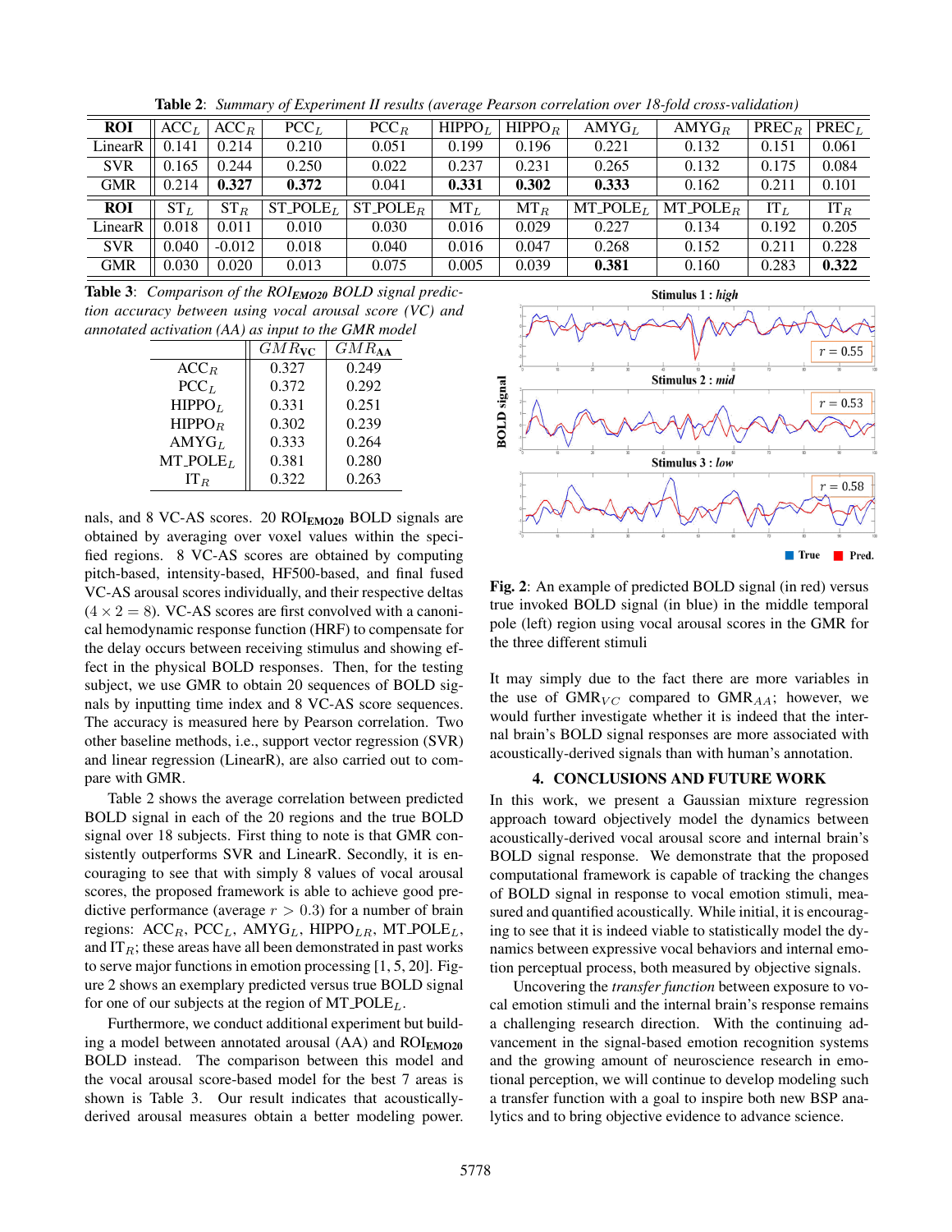**Table 2**: *Summary of Experiment II results (average Pearson correlation over 18-fold cross-validation)*

| ROI | $ACC_L$ | $ACC_R$ | $PCC_L$ | $PCC_R$ | $HIPPO_L$ | $HIPPO_R$ | $AMYG_L$ | $AMYG_R$ | $PREC_R$ | $PREC_L$ |
|---|---|---|---|---|---|---|---|---|---|---|
| LinearR | 0.141 | 0.214 | 0.210 | 0.051 | 0.199 | 0.196 | 0.221 | 0.132 | 0.151 | 0.061 |
| SVR | 0.165 | 0.244 | 0.250 | 0.022 | 0.237 | 0.231 | 0.265 | 0.132 | 0.175 | 0.084 |
| GMR | 0.214 | **0.327** | **0.372** | 0.041 | **0.331** | **0.302** | **0.333** | 0.162 | 0.211 | 0.101 |
| **ROI** | $ST_L$ | $ST_R$ | $ST\_POLE_L$ | $ST\_POLE_R$ | $MT_L$ | $MT_R$ | $MT\_POLE_L$ | $MT\_POLE_R$ | $IT_L$ | $IT_R$ |
| LinearR | 0.018 | 0.011 | 0.010 | 0.030 | 0.016 | 0.029 | 0.227 | 0.134 | 0.192 | 0.205 |
| SVR | 0.040 | -0.012 | 0.018 | 0.040 | 0.016 | 0.047 | 0.268 | 0.152 | 0.211 | 0.228 |
| GMR | 0.030 | 0.020 | 0.013 | 0.075 | 0.005 | 0.039 | **0.381** | 0.160 | 0.283 | **0.322** |

**Table 3**: *Comparison of the $ROI_{EMO20}$ BOLD signal prediction accuracy between using vocal arousal score (VC) and annotated activation (AA) as input to the GMR model*

| | $GMR_{VC}$ | $GMR_{AA}$ |
|---|---|---|
| $ACC_R$ | 0.327 | 0.249 |
| $PCC_L$ | 0.372 | 0.292 |
| $HIPPO_L$ | 0.331 | 0.251 |
| $HIPPO_R$ | 0.302 | 0.239 |
| $AMYG_L$ | 0.333 | 0.264 |
| $MT\_POLE_L$ | 0.381 | 0.280 |
| $IT_R$ | 0.322 | 0.263 |

nals, and 8 VC-AS scores. 20 $ROI_{EMO20}$ BOLD signals are obtained by averaging over voxel values within the specified regions. 8 VC-AS scores are obtained by computing pitch-based, intensity-based, HF500-based, and final fused VC-AS arousal scores individually, and their respective deltas ($4 \times 2 = 8$). VC-AS scores are first convolved with a canonical hemodynamic response function (HRF) to compensate for the delay occurs between receiving stimulus and showing effect in the physical BOLD responses. Then, for the testing subject, we use GMR to obtain 20 sequences of BOLD signals by inputting time index and 8 VC-AS score sequences. The accuracy is measured here by Pearson correlation. Two other baseline methods, i.e., support vector regression (SVR) and linear regression (LinearR), are also carried out to compare with GMR.

Table 2 shows the average correlation between predicted BOLD signal in each of the 20 regions and the true BOLD signal over 18 subjects. First thing to note is that GMR consistently outperforms SVR and LinearR. Secondly, it is encouraging to see that with simply 8 values of vocal arousal scores, the proposed framework is able to achieve good predictive performance (average $r > 0.3$) for a number of brain regions: $ACC_R$, $PCC_L$, $AMYG_L$, $HIPPO_{LR}$, $MT\_POLE_L$, and $IT_R$; these areas have all been demonstrated in past works to serve major functions in emotion processing [1, 5, 20]. Figure 2 shows an exemplary predicted versus true BOLD signal for one of our subjects at the region of $MT\_POLE_L$.

Furthermore, we conduct additional experiment but building a model between annotated arousal (AA) and $ROI_{EMO20}$ BOLD instead. The comparison between this model and the vocal arousal score-based model for the best 7 areas is shown is Table 3. Our result indicates that acoustically-derived arousal measures obtain a better modeling power.

Stimulus 1 : *high*

$r = 0.55$

Stimulus 2 : *mid*

$r = 0.53$

Stimulus 3 : *low*

$r = 0.58$

BOLD signal

True Pred.

**Fig. 2**: An example of predicted BOLD signal (in red) versus true invoked BOLD signal (in blue) in the middle temporal pole (left) region using vocal arousal scores in the GMR for the three different stimuli

It may simply due to the fact there are more variables in the use of $GMR_{VC}$ compared to $GMR_{AA}$; however, we would further investigate whether it is indeed that the internal brain's BOLD signal responses are more associated with acoustically-derived signals than with human's annotation.

## 4. CONCLUSIONS AND FUTURE WORK

In this work, we present a Gaussian mixture regression approach toward objectively model the dynamics between acoustically-derived vocal arousal score and internal brain's BOLD signal response. We demonstrate that the proposed computational framework is capable of tracking the changes of BOLD signal in response to vocal emotion stimuli, measured and quantified acoustically. While initial, it is encouraging to see that it is indeed viable to statistically model the dynamics between expressive vocal behaviors and internal emotion perceptual process, both measured by objective signals.

Uncovering the *transfer function* between exposure to vocal emotion stimuli and the internal brain's response remains a challenging research direction. With the continuing advancement in the signal-based emotion recognition systems and the growing amount of neuroscience research in emotional perception, we will continue to develop modeling such a transfer function with a goal to inspire both new BSP analytics and to bring objective evidence to advance science.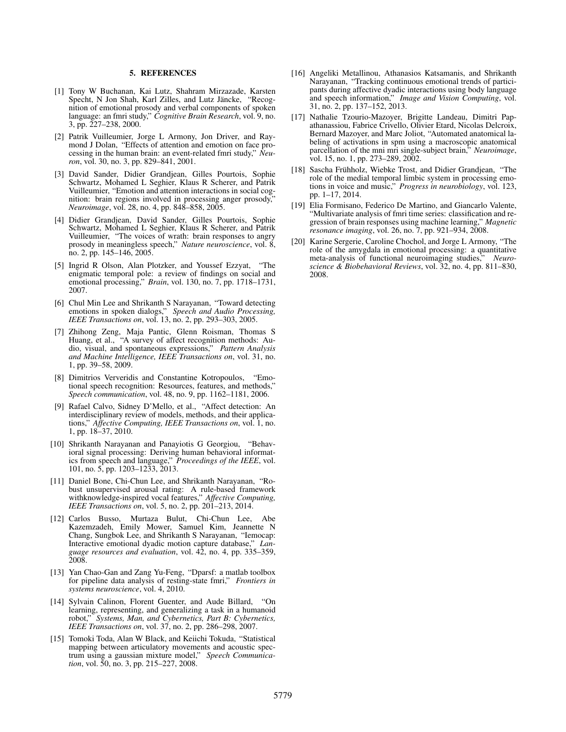## 5. REFERENCES

[1] Tony W Buchanan, Kai Lutz, Shahram Mirzazade, Karsten Specht, N Jon Shah, Karl Zilles, and Lutz Jäncke, "Recognition of emotional prosody and verbal components of spoken language: an fmri study," *Cognitive Brain Research*, vol. 9, no. 3, pp. 227–238, 2000.

[2] Patrik Vuilleumier, Jorge L Armony, Jon Driver, and Raymond J Dolan, "Effects of attention and emotion on face processing in the human brain: an event-related fmri study," *Neuron*, vol. 30, no. 3, pp. 829–841, 2001.

[3] David Sander, Didier Grandjean, Gilles Pourtois, Sophie Schwartz, Mohamed L Seghier, Klaus R Scherer, and Patrik Vuilleumier, "Emotion and attention interactions in social cognition: brain regions involved in processing anger prosody," *Neuroimage*, vol. 28, no. 4, pp. 848–858, 2005.

[4] Didier Grandjean, David Sander, Gilles Pourtois, Sophie Schwartz, Mohamed L Seghier, Klaus R Scherer, and Patrik Vuilleumier, "The voices of wrath: brain responses to angry prosody in meaningless speech," *Nature neuroscience*, vol. 8, no. 2, pp. 145–146, 2005.

[5] Ingrid R Olson, Alan Plotzker, and Youssef Ezzyat, "The enigmatic temporal pole: a review of findings on social and emotional processing," *Brain*, vol. 130, no. 7, pp. 1718–1731, 2007.

[6] Chul Min Lee and Shrikanth S Narayanan, "Toward detecting emotions in spoken dialogs," *Speech and Audio Processing, IEEE Transactions on*, vol. 13, no. 2, pp. 293–303, 2005.

[7] Zhihong Zeng, Maja Pantic, Glenn Roisman, Thomas S Huang, et al., "A survey of affect recognition methods: Audio, visual, and spontaneous expressions," *Pattern Analysis and Machine Intelligence, IEEE Transactions on*, vol. 31, no. 1, pp. 39–58, 2009.

[8] Dimitrios Ververidis and Constantine Kotropoulos, "Emotional speech recognition: Resources, features, and methods," *Speech communication*, vol. 48, no. 9, pp. 1162–1181, 2006.

[9] Rafael Calvo, Sidney D'Mello, et al., "Affect detection: An interdisciplinary review of models, methods, and their applications," *Affective Computing, IEEE Transactions on*, vol. 1, no. 1, pp. 18–37, 2010.

[10] Shrikanth Narayanan and Panayiotis G Georgiou, "Behavioral signal processing: Deriving human behavioral informatics from speech and language," *Proceedings of the IEEE*, vol. 101, no. 5, pp. 1203–1233, 2013.

[11] Daniel Bone, Chi-Chun Lee, and Shrikanth Narayanan, "Robust unsupervised arousal rating: A rule-based framework withknowledge-inspired vocal features," *Affective Computing, IEEE Transactions on*, vol. 5, no. 2, pp. 201–213, 2014.

[12] Carlos Busso, Murtaza Bulut, Chi-Chun Lee, Abe Kazemzadeh, Emily Mower, Samuel Kim, Jeannette N Chang, Sungbok Lee, and Shrikanth S Narayanan, "Iemocap: Interactive emotional dyadic motion capture database," *Language resources and evaluation*, vol. 42, no. 4, pp. 335–359, 2008.

[13] Yan Chao-Gan and Zang Yu-Feng, "Dparsf: a matlab toolbox for pipeline data analysis of resting-state fmri," *Frontiers in systems neuroscience*, vol. 4, 2010.

[14] Sylvain Calinon, Florent Guenter, and Aude Billard, "On learning, representing, and generalizing a task in a humanoid robot," *Systems, Man, and Cybernetics, Part B: Cybernetics, IEEE Transactions on*, vol. 37, no. 2, pp. 286–298, 2007.

[15] Tomoki Toda, Alan W Black, and Keiichi Tokuda, "Statistical mapping between articulatory movements and acoustic spectrum using a gaussian mixture model," *Speech Communication*, vol. 50, no. 3, pp. 215–227, 2008.

[16] Angeliki Metallinou, Athanasios Katsamanis, and Shrikanth Narayanan, "Tracking continuous emotional trends of participants during affective dyadic interactions using body language and speech information," *Image and Vision Computing*, vol. 31, no. 2, pp. 137–152, 2013.

[17] Nathalie Tzourio-Mazoyer, Brigitte Landeau, Dimitri Papathanassiou, Fabrice Crivello, Olivier Etard, Nicolas Delcroix, Bernard Mazoyer, and Marc Joliot, "Automated anatomical labeling of activations in spm using a macroscopic anatomical parcellation of the mni mri single-subject brain," *Neuroimage*, vol. 15, no. 1, pp. 273–289, 2002.

[18] Sascha Frühholz, Wiebke Trost, and Didier Grandjean, "The role of the medial temporal limbic system in processing emotions in voice and music," *Progress in neurobiology*, vol. 123, pp. 1–17, 2014.

[19] Elia Formisano, Federico De Martino, and Giancarlo Valente, "Multivariate analysis of fmri time series: classification and regression of brain responses using machine learning," *Magnetic resonance imaging*, vol. 26, no. 7, pp. 921–934, 2008.

[20] Karine Sergerie, Caroline Chochol, and Jorge L Armony, "The role of the amygdala in emotional processing: a quantitative meta-analysis of functional neuroimaging studies," *Neuroscience & Biobehavioral Reviews*, vol. 32, no. 4, pp. 811–830, 2008.